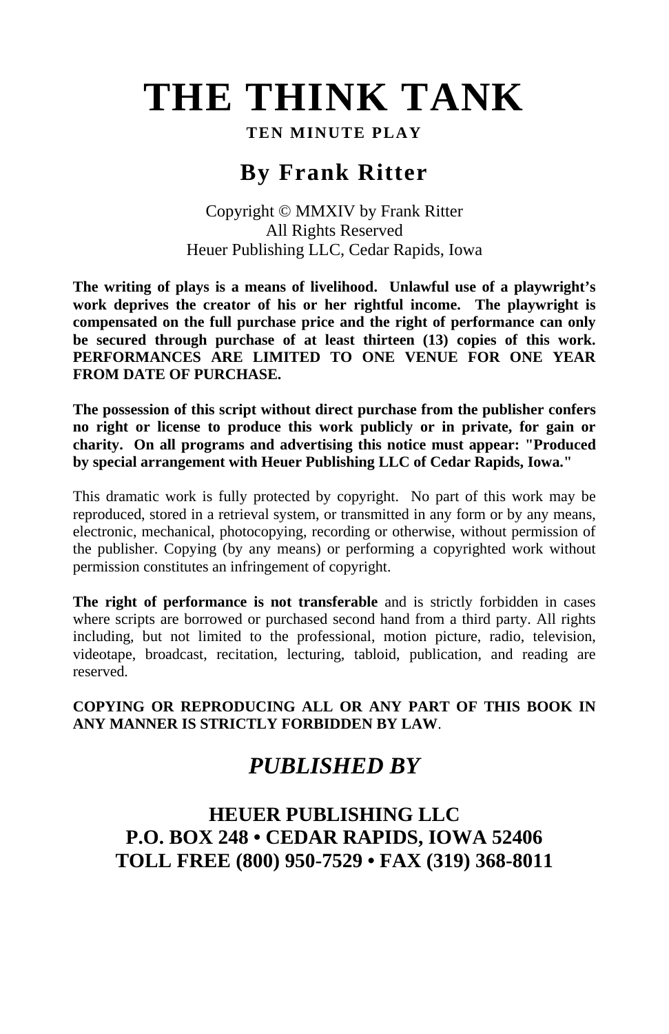# THE THINK TANK

**TEN MINUTE PLAY**

## By Frank Ritter

Copyright © MMXIV by Frank Ritter
All Rights Reserved
Heuer Publishing LLC, Cedar Rapids, Iowa

**The writing of plays is a means of livelihood. Unlawful use of a playwright's work deprives the creator of his or her rightful income. The playwright is compensated on the full purchase price and the right of performance can only be secured through purchase of at least thirteen (13) copies of this work. PERFORMANCES ARE LIMITED TO ONE VENUE FOR ONE YEAR FROM DATE OF PURCHASE.**

**The possession of this script without direct purchase from the publisher confers no right or license to produce this work publicly or in private, for gain or charity. On all programs and advertising this notice must appear: "Produced by special arrangement with Heuer Publishing LLC of Cedar Rapids, Iowa."**

This dramatic work is fully protected by copyright. No part of this work may be reproduced, stored in a retrieval system, or transmitted in any form or by any means, electronic, mechanical, photocopying, recording or otherwise, without permission of the publisher. Copying (by any means) or performing a copyrighted work without permission constitutes an infringement of copyright.

**The right of performance is not transferable** and is strictly forbidden in cases where scripts are borrowed or purchased second hand from a third party. All rights including, but not limited to the professional, motion picture, radio, television, videotape, broadcast, recitation, lecturing, tabloid, publication, and reading are reserved.

**COPYING OR REPRODUCING ALL OR ANY PART OF THIS BOOK IN ANY MANNER IS STRICTLY FORBIDDEN BY LAW**.

## *PUBLISHED BY*

**HEUER PUBLISHING LLC**
**P.O. BOX 248 • CEDAR RAPIDS, IOWA 52406**
**TOLL FREE (800) 950-7529 • FAX (319) 368-8011**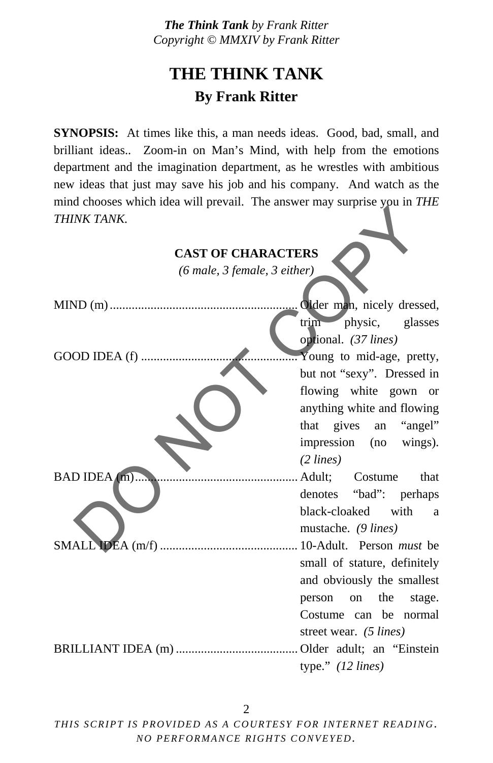# THE THINK TANK

## By Frank Ritter

**SYNOPSIS:** At times like this, a man needs ideas. Good, bad, small, and brilliant ideas.. Zoom-in on Man's Mind, with help from the emotions department and the imagination department, as he wrestles with ambitious new ideas that just may save his job and his company. And watch as the mind chooses which idea will prevail. The answer may surprise you in *THE THINK TANK.*

### CAST OF CHARACTERS

*(6 male, 3 female, 3 either)*

MIND (m) .......... Older man, nicely dressed, trim physic, glasses optional. *(37 lines)*

GOOD IDEA (f) .......... Young to mid-age, pretty, but not "sexy". Dressed in flowing white gown or anything white and flowing that gives an "angel" impression (no wings). *(2 lines)*

BAD IDEA (m) .......... Adult; Costume that denotes "bad": perhaps black-cloaked with a mustache. *(9 lines)*

SMALL IDEA (m/f) .......... 10-Adult. Person *must* be small of stature, definitely and obviously the smallest person on the stage. Costume can be normal street wear. *(5 lines)*

BRILLIANT IDEA (m) .......... Older adult; an "Einstein type." *(12 lines)*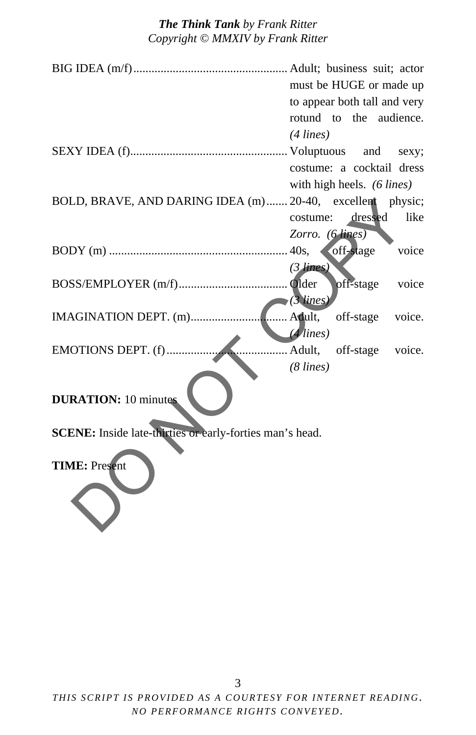BIG IDEA (m/f) .......... Adult; business suit; actor must be HUGE or made up to appear both tall and very rotund to the audience. *(4 lines)*

SEXY IDEA (f) .......... Voluptuous and sexy; costume: a cocktail dress with high heels. *(6 lines)*

BOLD, BRAVE, AND DARING IDEA (m) .......... 20-40, excellent physic; costume: dressed like *Zorro*. *(6 lines)*

BODY (m) .......... 40s, off-stage voice *(3 lines)*

BOSS/EMPLOYER (m/f) .......... Older off-stage voice *(3 lines)*

IMAGINATION DEPT. (m) .......... Adult, off-stage voice. *(4 lines)*

EMOTIONS DEPT. (f) .......... Adult, off-stage voice. *(8 lines)*

**DURATION:** 10 minutes

**SCENE:** Inside late-thirties or early-forties man's head.

**TIME:** Present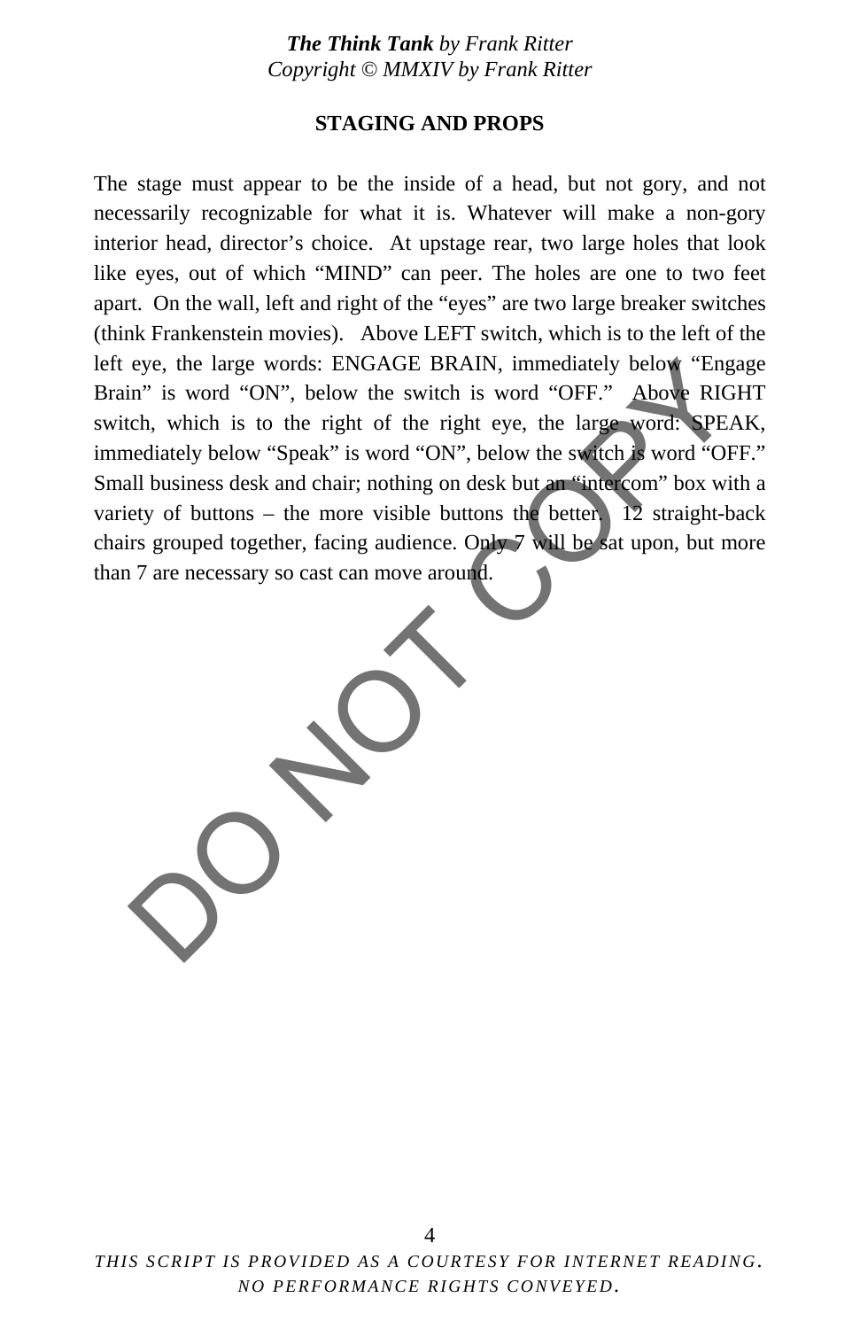## STAGING AND PROPS

The stage must appear to be the inside of a head, but not gory, and not necessarily recognizable for what it is. Whatever will make a non-gory interior head, director's choice. At upstage rear, two large holes that look like eyes, out of which "MIND" can peer. The holes are one to two feet apart. On the wall, left and right of the "eyes" are two large breaker switches (think Frankenstein movies). Above LEFT switch, which is to the left of the left eye, the large words: ENGAGE BRAIN, immediately below "Engage Brain" is word "ON", below the switch is word "OFF." Above RIGHT switch, which is to the right of the right eye, the large word: SPEAK, immediately below "Speak" is word "ON", below the switch is word "OFF." Small business desk and chair; nothing on desk but an "intercom" box with a variety of buttons – the more visible buttons the better. 12 straight-back chairs grouped together, facing audience. Only 7 will be sat upon, but more than 7 are necessary so cast can move around.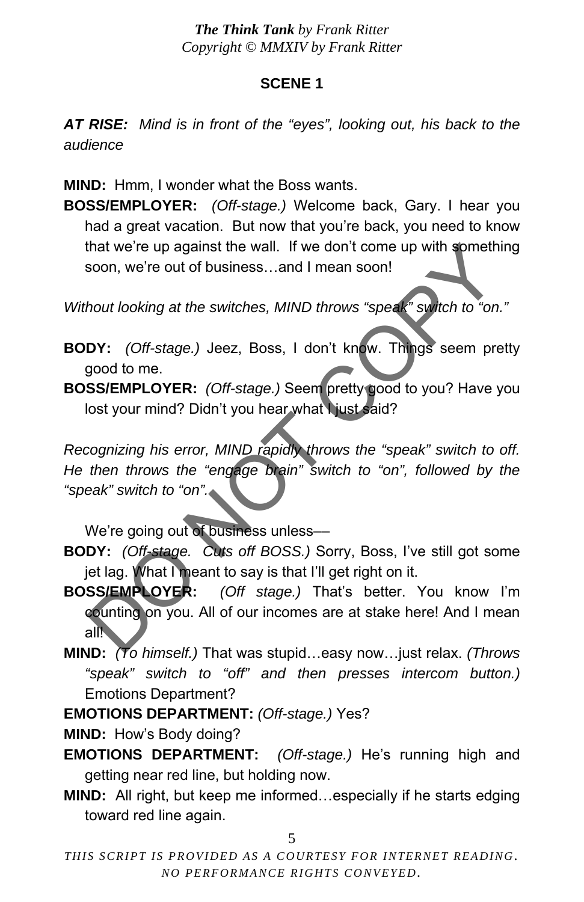## SCENE 1

***AT RISE:*** *Mind is in front of the "eyes", looking out, his back to the audience*

**MIND:** Hmm, I wonder what the Boss wants.

**BOSS/EMPLOYER:** *(Off-stage.)* Welcome back, Gary. I hear you had a great vacation. But now that you're back, you need to know that we're up against the wall. If we don't come up with something soon, we're out of business…and I mean soon!

*Without looking at the switches, MIND throws "speak" switch to "on."*

**BODY:** *(Off-stage.)* Jeez, Boss, I don't know. Things seem pretty good to me.

**BOSS/EMPLOYER:** *(Off-stage.)* Seem pretty good to you? Have you lost your mind? Didn't you hear what I just said?

*Recognizing his error, MIND rapidly throws the "speak" switch to off. He then throws the "engage brain" switch to "on", followed by the "speak" switch to "on".*

We're going out of business unless—

**BODY:** *(Off-stage. Cuts off BOSS.)* Sorry, Boss, I've still got some jet lag. What I meant to say is that I'll get right on it.

**BOSS/EMPLOYER:** *(Off stage.)* That's better. You know I'm counting on you. All of our incomes are at stake here! And I mean all!

**MIND:** *(To himself.)* That was stupid…easy now…just relax. *(Throws "speak" switch to "off" and then presses intercom button.)* Emotions Department?

**EMOTIONS DEPARTMENT:** *(Off-stage.)* Yes?

**MIND:** How's Body doing?

**EMOTIONS DEPARTMENT:** *(Off-stage.)* He's running high and getting near red line, but holding now.

**MIND:** All right, but keep me informed…especially if he starts edging toward red line again.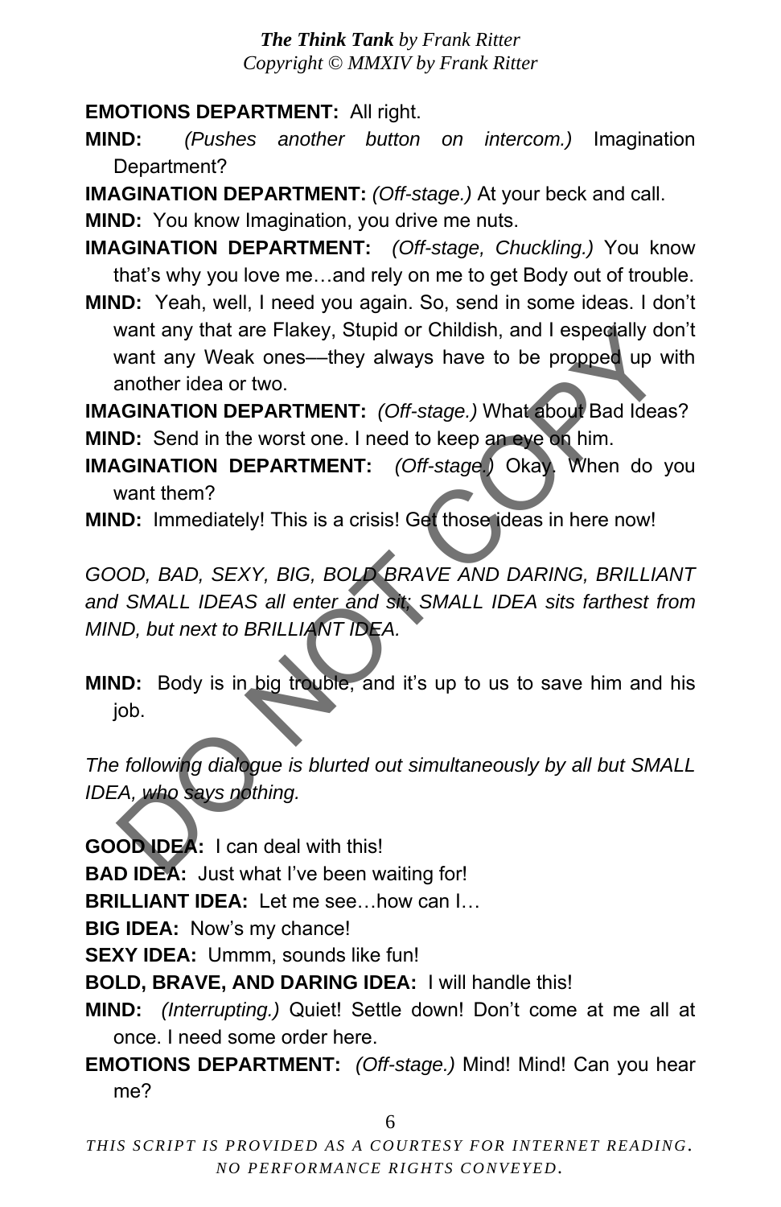**EMOTIONS DEPARTMENT:** All right.

**MIND:** *(Pushes another button on intercom.)* Imagination Department?

**IMAGINATION DEPARTMENT:** *(Off-stage.)* At your beck and call.

**MIND:** You know Imagination, you drive me nuts.

**IMAGINATION DEPARTMENT:** *(Off-stage, Chuckling.)* You know that's why you love me…and rely on me to get Body out of trouble.

**MIND:** Yeah, well, I need you again. So, send in some ideas. I don't want any that are Flakey, Stupid or Childish, and I especially don't want any Weak ones—they always have to be propped up with another idea or two.

**IMAGINATION DEPARTMENT:** *(Off-stage.)* What about Bad Ideas?

**MIND:** Send in the worst one. I need to keep an eye on him.

**IMAGINATION DEPARTMENT:** *(Off-stage.)* Okay. When do you want them?

**MIND:** Immediately! This is a crisis! Get those ideas in here now!

*GOOD, BAD, SEXY, BIG, BOLD BRAVE AND DARING, BRILLIANT and SMALL IDEAS all enter and sit; SMALL IDEA sits farthest from MIND, but next to BRILLIANT IDEA.*

**MIND:** Body is in big trouble, and it's up to us to save him and his job.

*The following dialogue is blurted out simultaneously by all but SMALL IDEA, who says nothing.*

**GOOD IDEA:** I can deal with this!

**BAD IDEA:** Just what I've been waiting for!

**BRILLIANT IDEA:** Let me see…how can I…

**BIG IDEA:** Now's my chance!

**SEXY IDEA:** Ummm, sounds like fun!

**BOLD, BRAVE, AND DARING IDEA:** I will handle this!

**MIND:** *(Interrupting.)* Quiet! Settle down! Don't come at me all at once. I need some order here.

**EMOTIONS DEPARTMENT:** *(Off-stage.)* Mind! Mind! Can you hear me?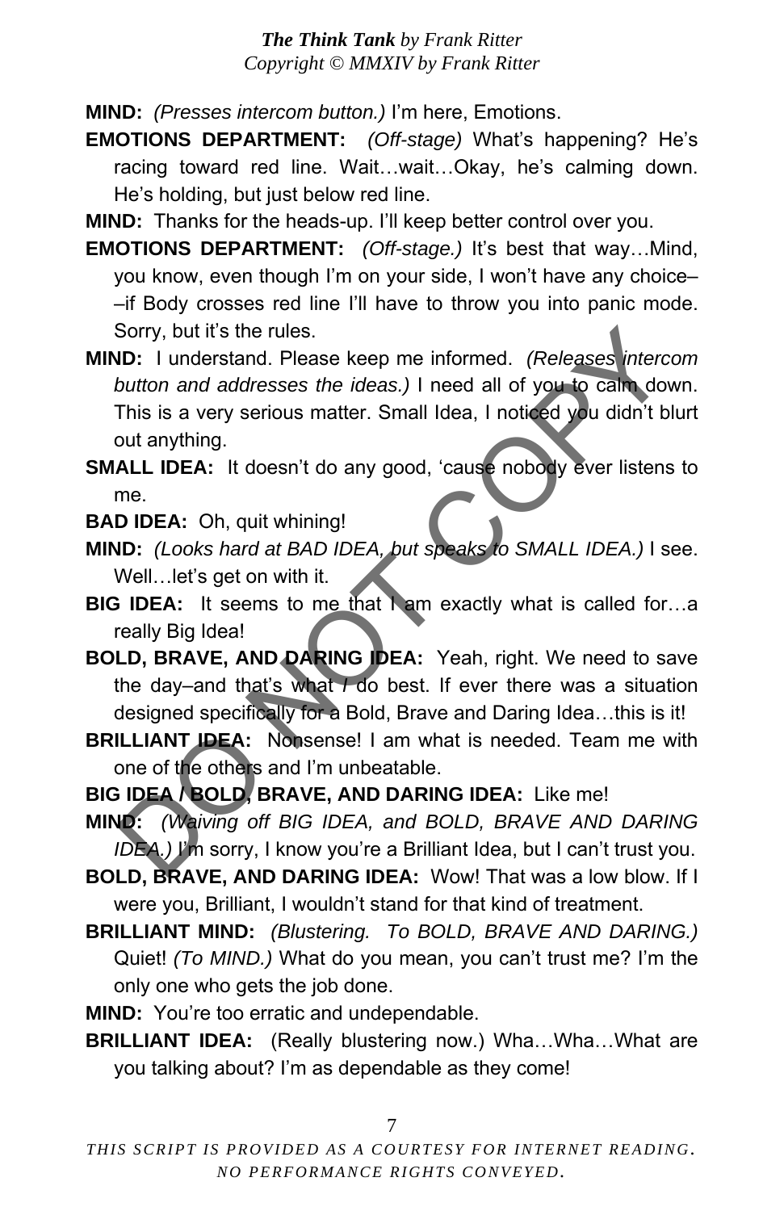**MIND:** *(Presses intercom button.)* I'm here, Emotions.

**EMOTIONS DEPARTMENT:** *(Off-stage)* What's happening? He's racing toward red line. Wait…wait…Okay, he's calming down. He's holding, but just below red line.

**MIND:** Thanks for the heads-up. I'll keep better control over you.

**EMOTIONS DEPARTMENT:** *(Off-stage.)* It's best that way…Mind, you know, even though I'm on your side, I won't have any choice––if Body crosses red line I'll have to throw you into panic mode. Sorry, but it's the rules.

**MIND:** I understand. Please keep me informed. *(Releases intercom button and addresses the ideas.)* I need all of you to calm down. This is a very serious matter. Small Idea, I noticed you didn't blurt out anything.

**SMALL IDEA:** It doesn't do any good, 'cause nobody ever listens to me.

**BAD IDEA:** Oh, quit whining!

**MIND:** *(Looks hard at BAD IDEA, but speaks to SMALL IDEA.)* I see. Well…let's get on with it.

**BIG IDEA:** It seems to me that I am exactly what is called for…a really Big Idea!

**BOLD, BRAVE, AND DARING IDEA:** Yeah, right. We need to save the day–and that's what *I* do best. If ever there was a situation designed specifically for a Bold, Brave and Daring Idea…this is it!

**BRILLIANT IDEA:** Nonsense! I am what is needed. Team me with one of the others and I'm unbeatable.

**BIG IDEA / BOLD, BRAVE, AND DARING IDEA:** Like me!

**MIND:** *(Waiving off BIG IDEA, and BOLD, BRAVE AND DARING IDEA.)* I'm sorry, I know you're a Brilliant Idea, but I can't trust you.

**BOLD, BRAVE, AND DARING IDEA:** Wow! That was a low blow. If I were you, Brilliant, I wouldn't stand for that kind of treatment.

**BRILLIANT MIND:** *(Blustering. To BOLD, BRAVE AND DARING.)* Quiet! *(To MIND.)* What do you mean, you can't trust me? I'm the only one who gets the job done.

**MIND:** You're too erratic and undependable.

**BRILLIANT IDEA:** (Really blustering now.) Wha…Wha…What are you talking about? I'm as dependable as they come!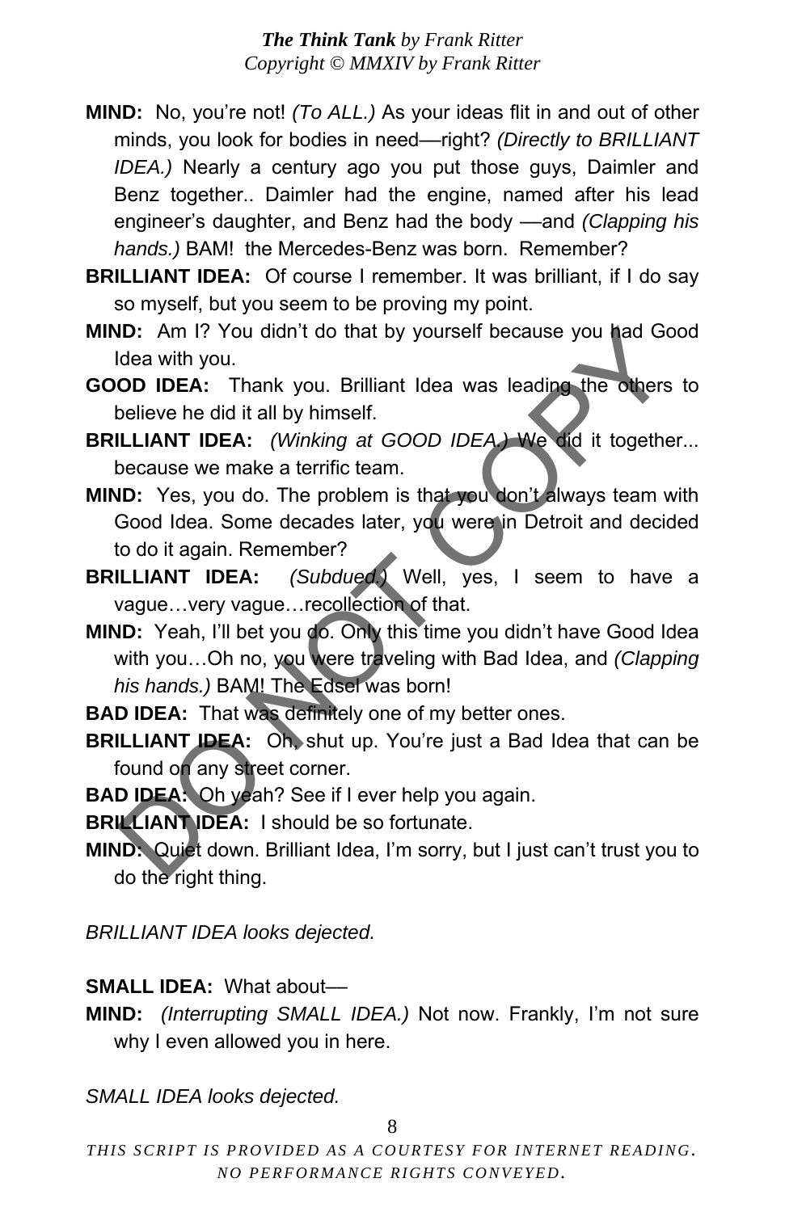**MIND:** No, you're not! *(To ALL.)* As your ideas flit in and out of other minds, you look for bodies in need—right? *(Directly to BRILLIANT IDEA.)* Nearly a century ago you put those guys, Daimler and Benz together.. Daimler had the engine, named after his lead engineer's daughter, and Benz had the body —and *(Clapping his hands.)* BAM! the Mercedes-Benz was born. Remember?

**BRILLIANT IDEA:** Of course I remember. It was brilliant, if I do say so myself, but you seem to be proving my point.

**MIND:** Am I? You didn't do that by yourself because you had Good Idea with you.

**GOOD IDEA:** Thank you. Brilliant Idea was leading the others to believe he did it all by himself.

**BRILLIANT IDEA:** *(Winking at GOOD IDEA.)* We did it together... because we make a terrific team.

**MIND:** Yes, you do. The problem is that you don't always team with Good Idea. Some decades later, you were in Detroit and decided to do it again. Remember?

**BRILLIANT IDEA:** *(Subdued.)* Well, yes, I seem to have a vague…very vague…recollection of that.

**MIND:** Yeah, I'll bet you do. Only this time you didn't have Good Idea with you…Oh no, you were traveling with Bad Idea, and *(Clapping his hands.)* BAM! The Edsel was born!

**BAD IDEA:** That was definitely one of my better ones.

**BRILLIANT IDEA:** Oh, shut up. You're just a Bad Idea that can be found on any street corner.

**BAD IDEA:** Oh yeah? See if I ever help you again.

**BRILLIANT IDEA:** I should be so fortunate.

**MIND:** Quiet down. Brilliant Idea, I'm sorry, but I just can't trust you to do the right thing.

*BRILLIANT IDEA looks dejected.*

**SMALL IDEA:** What about—

**MIND:** *(Interrupting SMALL IDEA.)* Not now. Frankly, I'm not sure why I even allowed you in here.

*SMALL IDEA looks dejected.*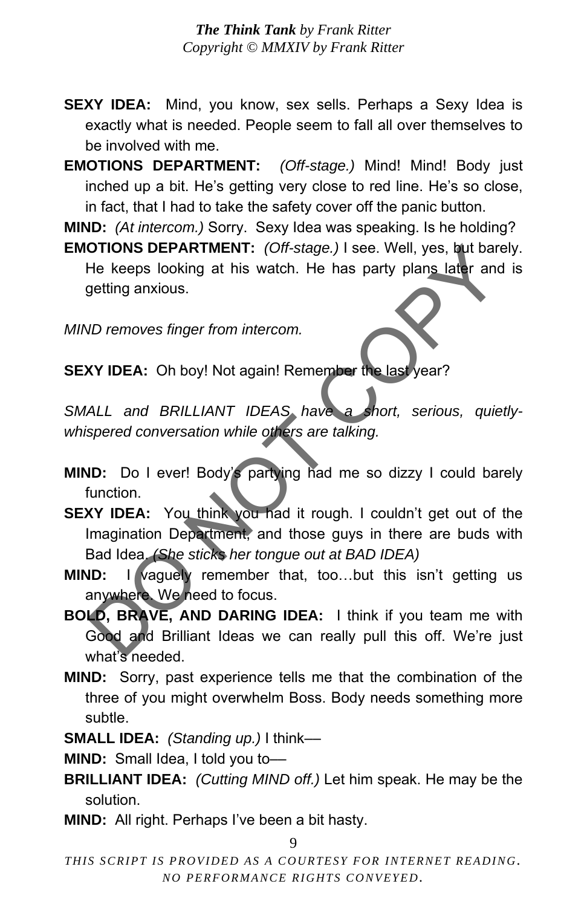**SEXY IDEA:** Mind, you know, sex sells. Perhaps a Sexy Idea is exactly what is needed. People seem to fall all over themselves to be involved with me.

**EMOTIONS DEPARTMENT:** *(Off-stage.)* Mind! Mind! Body just inched up a bit. He's getting very close to red line. He's so close, in fact, that I had to take the safety cover off the panic button.

**MIND:** *(At intercom.)* Sorry. Sexy Idea was speaking. Is he holding?

**EMOTIONS DEPARTMENT:** *(Off-stage.)* I see. Well, yes, but barely. He keeps looking at his watch. He has party plans later and is getting anxious.

*MIND removes finger from intercom.*

**SEXY IDEA:** Oh boy! Not again! Remember the last year?

*SMALL and BRILLIANT IDEAS have a short, serious, quietly-whispered conversation while others are talking.*

**MIND:** Do I ever! Body's partying had me so dizzy I could barely function.

**SEXY IDEA:** You think you had it rough. I couldn't get out of the Imagination Department, and those guys in there are buds with Bad Idea. *(She sticks her tongue out at BAD IDEA)*

**MIND:** I vaguely remember that, too…but this isn't getting us anywhere. We need to focus.

**BOLD, BRAVE, AND DARING IDEA:** I think if you team me with Good and Brilliant Ideas we can really pull this off. We're just what's needed.

**MIND:** Sorry, past experience tells me that the combination of the three of you might overwhelm Boss. Body needs something more subtle.

**SMALL IDEA:** *(Standing up.)* I think—

**MIND:** Small Idea, I told you to—

**BRILLIANT IDEA:** *(Cutting MIND off.)* Let him speak. He may be the solution.

**MIND:** All right. Perhaps I've been a bit hasty.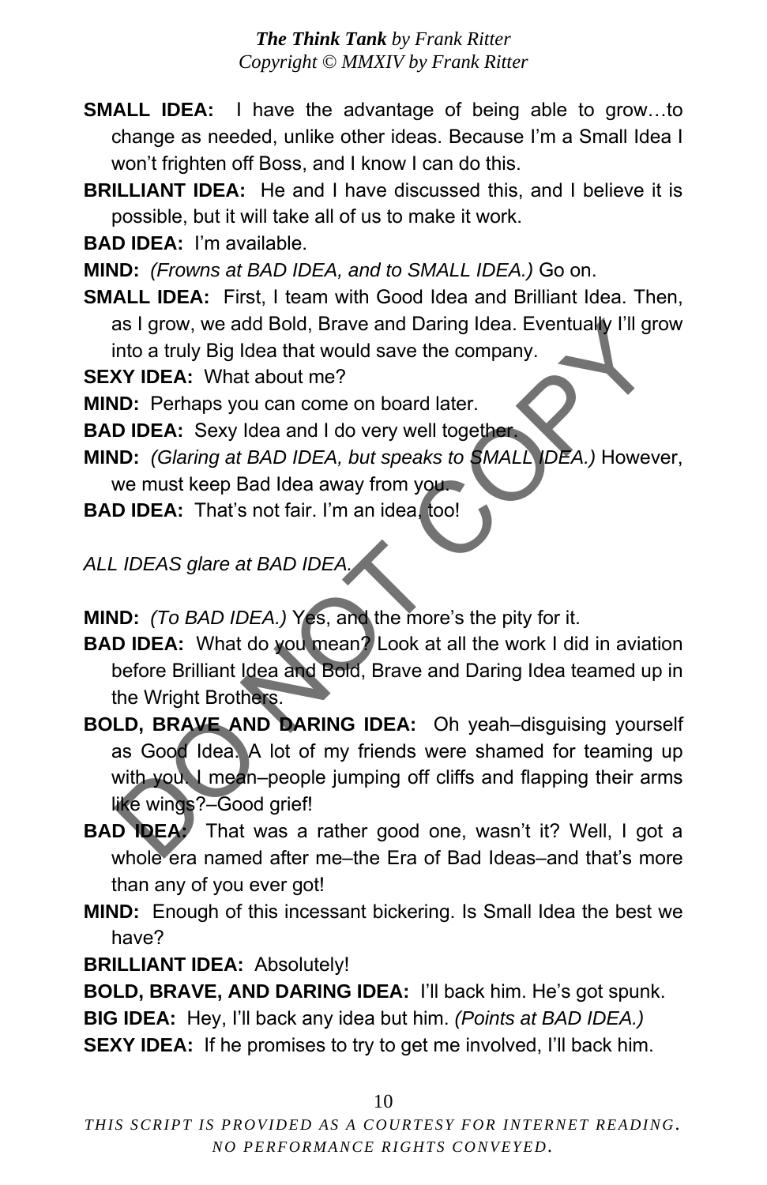**SMALL IDEA:** I have the advantage of being able to grow…to change as needed, unlike other ideas. Because I'm a Small Idea I won't frighten off Boss, and I know I can do this.

**BRILLIANT IDEA:** He and I have discussed this, and I believe it is possible, but it will take all of us to make it work.

**BAD IDEA:** I'm available.

**MIND:** *(Frowns at BAD IDEA, and to SMALL IDEA.)* Go on.

**SMALL IDEA:** First, I team with Good Idea and Brilliant Idea. Then, as I grow, we add Bold, Brave and Daring Idea. Eventually I'll grow into a truly Big Idea that would save the company.

**SEXY IDEA:** What about me?

**MIND:** Perhaps you can come on board later.

**BAD IDEA:** Sexy Idea and I do very well together.

**MIND:** *(Glaring at BAD IDEA, but speaks to SMALL IDEA.)* However, we must keep Bad Idea away from you.

**BAD IDEA:** That's not fair. I'm an idea, too!

*ALL IDEAS glare at BAD IDEA.*

**MIND:** *(To BAD IDEA.)* Yes, and the more's the pity for it.

**BAD IDEA:** What do you mean? Look at all the work I did in aviation before Brilliant Idea and Bold, Brave and Daring Idea teamed up in the Wright Brothers.

**BOLD, BRAVE AND DARING IDEA:** Oh yeah–disguising yourself as Good Idea. A lot of my friends were shamed for teaming up with you. I mean–people jumping off cliffs and flapping their arms like wings?–Good grief!

**BAD IDEA:** That was a rather good one, wasn't it? Well, I got a whole era named after me–the Era of Bad Ideas–and that's more than any of you ever got!

**MIND:** Enough of this incessant bickering. Is Small Idea the best we have?

**BRILLIANT IDEA:** Absolutely!

**BOLD, BRAVE, AND DARING IDEA:** I'll back him. He's got spunk.

**BIG IDEA:** Hey, I'll back any idea but him. *(Points at BAD IDEA.)*

**SEXY IDEA:** If he promises to try to get me involved, I'll back him.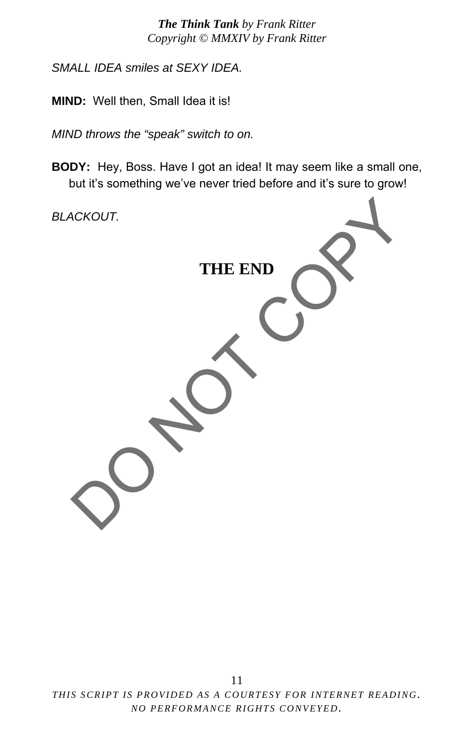*SMALL IDEA smiles at SEXY IDEA.*

**MIND:** Well then, Small Idea it is!

*MIND throws the "speak" switch to on.*

**BODY:** Hey, Boss. Have I got an idea! It may seem like a small one, but it's something we've never tried before and it's sure to grow!

*BLACKOUT.*

**THE END**